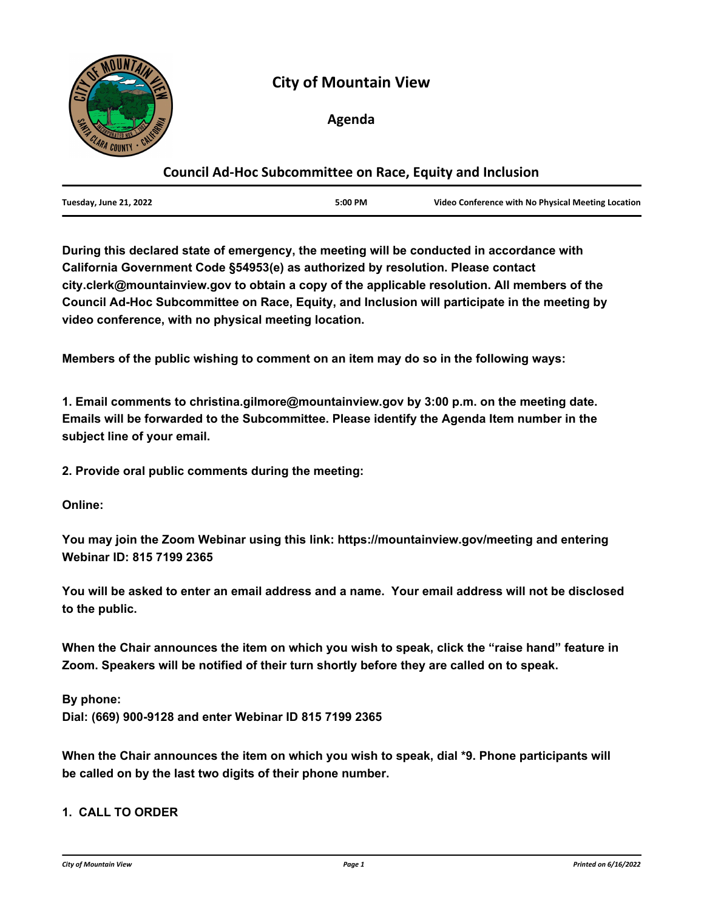# City of Mountain View

## Agenda

### Council Ad-Hoc Subcommittee on Race, Equity and Inclusion

| Tuesday, June 21, 2022 | 5:00 PM | Video Conference with No Physical Meeting Location |
|---|---|---|

**During this declared state of emergency, the meeting will be conducted in accordance with California Government Code §54953(e) as authorized by resolution. Please contact city.clerk@mountainview.gov to obtain a copy of the applicable resolution. All members of the Council Ad-Hoc Subcommittee on Race, Equity, and Inclusion will participate in the meeting by video conference, with no physical meeting location.**

**Members of the public wishing to comment on an item may do so in the following ways:**

**1. Email comments to christina.gilmore@mountainview.gov by 3:00 p.m. on the meeting date. Emails will be forwarded to the Subcommittee. Please identify the Agenda Item number in the subject line of your email.**

**2. Provide oral public comments during the meeting:**

**Online:**

**You may join the Zoom Webinar using this link: https://mountainview.gov/meeting and entering Webinar ID: 815 7199 2365**

**You will be asked to enter an email address and a name. Your email address will not be disclosed to the public.**

**When the Chair announces the item on which you wish to speak, click the "raise hand" feature in Zoom. Speakers will be notified of their turn shortly before they are called on to speak.**

**By phone:**
**Dial: (669) 900-9128 and enter Webinar ID 815 7199 2365**

**When the Chair announces the item on which you wish to speak, dial *9. Phone participants will be called on by the last two digits of their phone number.**

**1. CALL TO ORDER**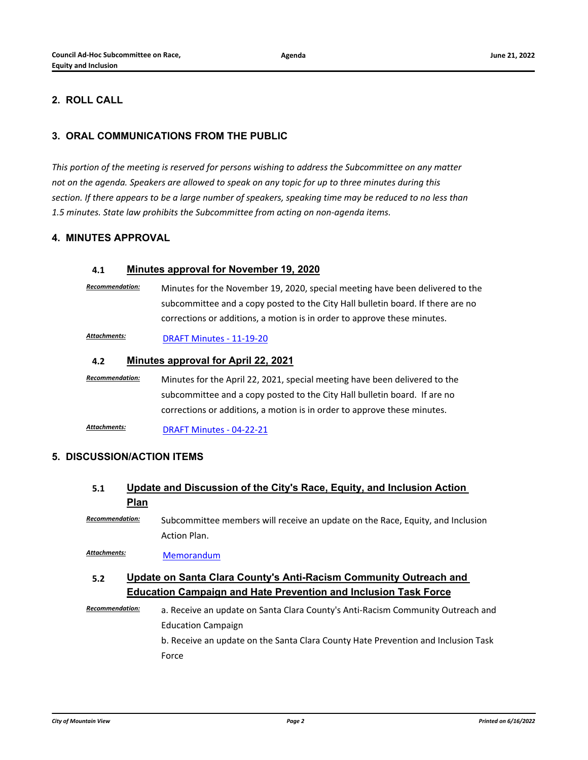## 2. ROLL CALL

## 3. ORAL COMMUNICATIONS FROM THE PUBLIC

*This portion of the meeting is reserved for persons wishing to address the Subcommittee on any matter not on the agenda. Speakers are allowed to speak on any topic for up to three minutes during this section. If there appears to be a large number of speakers, speaking time may be reduced to no less than 1.5 minutes. State law prohibits the Subcommittee from acting on non-agenda items.*

## 4. MINUTES APPROVAL

### 4.1 Minutes approval for November 19, 2020

***Recommendation:*** Minutes for the November 19, 2020, special meeting have been delivered to the subcommittee and a copy posted to the City Hall bulletin board. If there are no corrections or additions, a motion is in order to approve these minutes.

***Attachments:*** DRAFT Minutes - 11-19-20

### 4.2 Minutes approval for April 22, 2021

***Recommendation:*** Minutes for the April 22, 2021, special meeting have been delivered to the subcommittee and a copy posted to the City Hall bulletin board. If are no corrections or additions, a motion is in order to approve these minutes.

***Attachments:*** DRAFT Minutes - 04-22-21

## 5. DISCUSSION/ACTION ITEMS

### 5.1 Update and Discussion of the City's Race, Equity, and Inclusion Action Plan

***Recommendation:*** Subcommittee members will receive an update on the Race, Equity, and Inclusion Action Plan.

***Attachments:*** Memorandum

### 5.2 Update on Santa Clara County's Anti-Racism Community Outreach and Education Campaign and Hate Prevention and Inclusion Task Force

***Recommendation:***

a. Receive an update on Santa Clara County's Anti-Racism Community Outreach and Education Campaign

b. Receive an update on the Santa Clara County Hate Prevention and Inclusion Task Force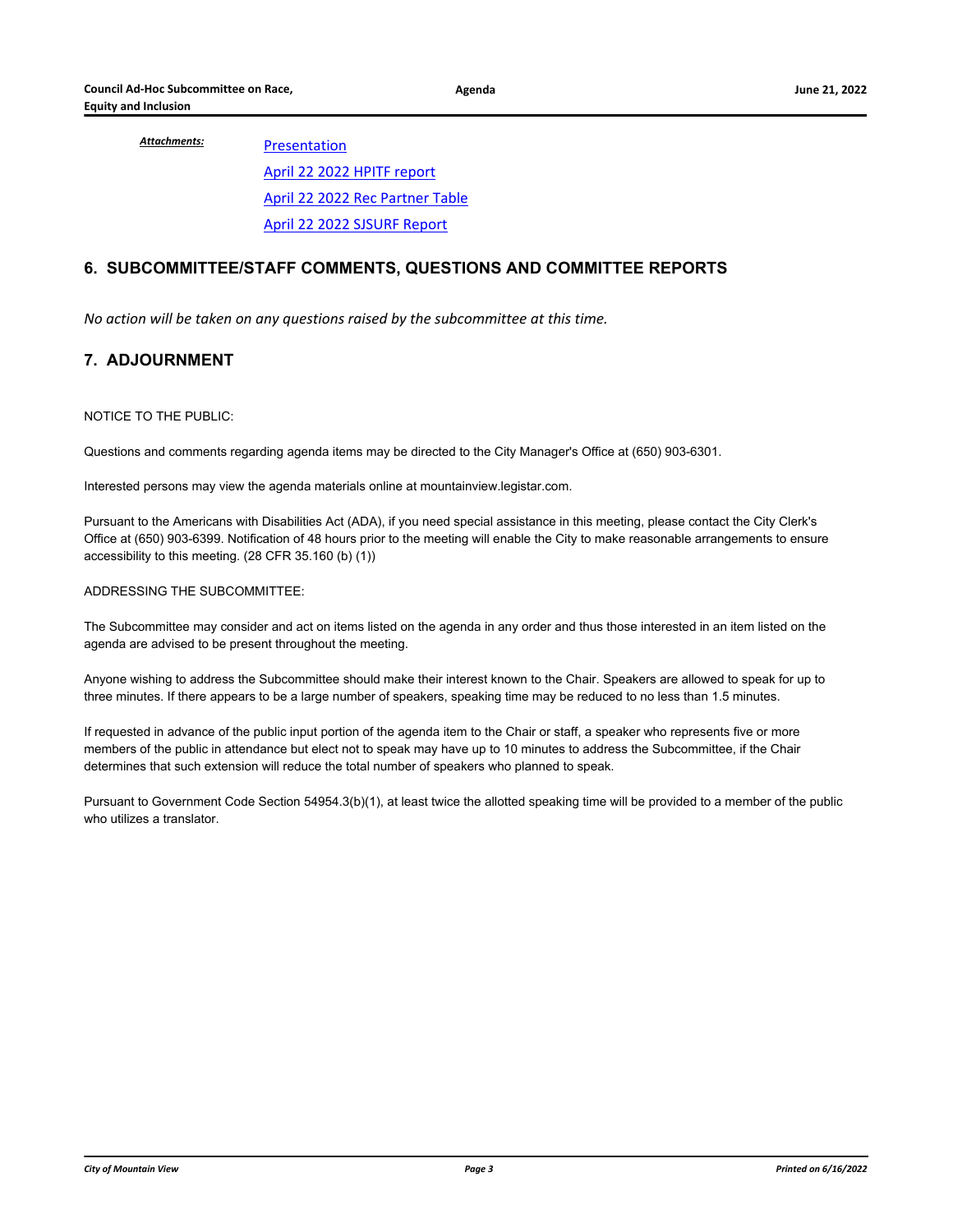*Attachments:* [Presentation]
[April 22 2022 HPITF report]
[April 22 2022 Rec Partner Table]
[April 22 2022 SJSURF Report]

## 6. SUBCOMMITTEE/STAFF COMMENTS, QUESTIONS AND COMMITTEE REPORTS

*No action will be taken on any questions raised by the subcommittee at this time.*

## 7. ADJOURNMENT

NOTICE TO THE PUBLIC:

Questions and comments regarding agenda items may be directed to the City Manager's Office at (650) 903-6301.

Interested persons may view the agenda materials online at mountainview.legistar.com.

Pursuant to the Americans with Disabilities Act (ADA), if you need special assistance in this meeting, please contact the City Clerk's Office at (650) 903-6399. Notification of 48 hours prior to the meeting will enable the City to make reasonable arrangements to ensure accessibility to this meeting. (28 CFR 35.160 (b) (1))

ADDRESSING THE SUBCOMMITTEE:

The Subcommittee may consider and act on items listed on the agenda in any order and thus those interested in an item listed on the agenda are advised to be present throughout the meeting.

Anyone wishing to address the Subcommittee should make their interest known to the Chair. Speakers are allowed to speak for up to three minutes. If there appears to be a large number of speakers, speaking time may be reduced to no less than 1.5 minutes.

If requested in advance of the public input portion of the agenda item to the Chair or staff, a speaker who represents five or more members of the public in attendance but elect not to speak may have up to 10 minutes to address the Subcommittee, if the Chair determines that such extension will reduce the total number of speakers who planned to speak.

Pursuant to Government Code Section 54954.3(b)(1), at least twice the allotted speaking time will be provided to a member of the public who utilizes a translator.